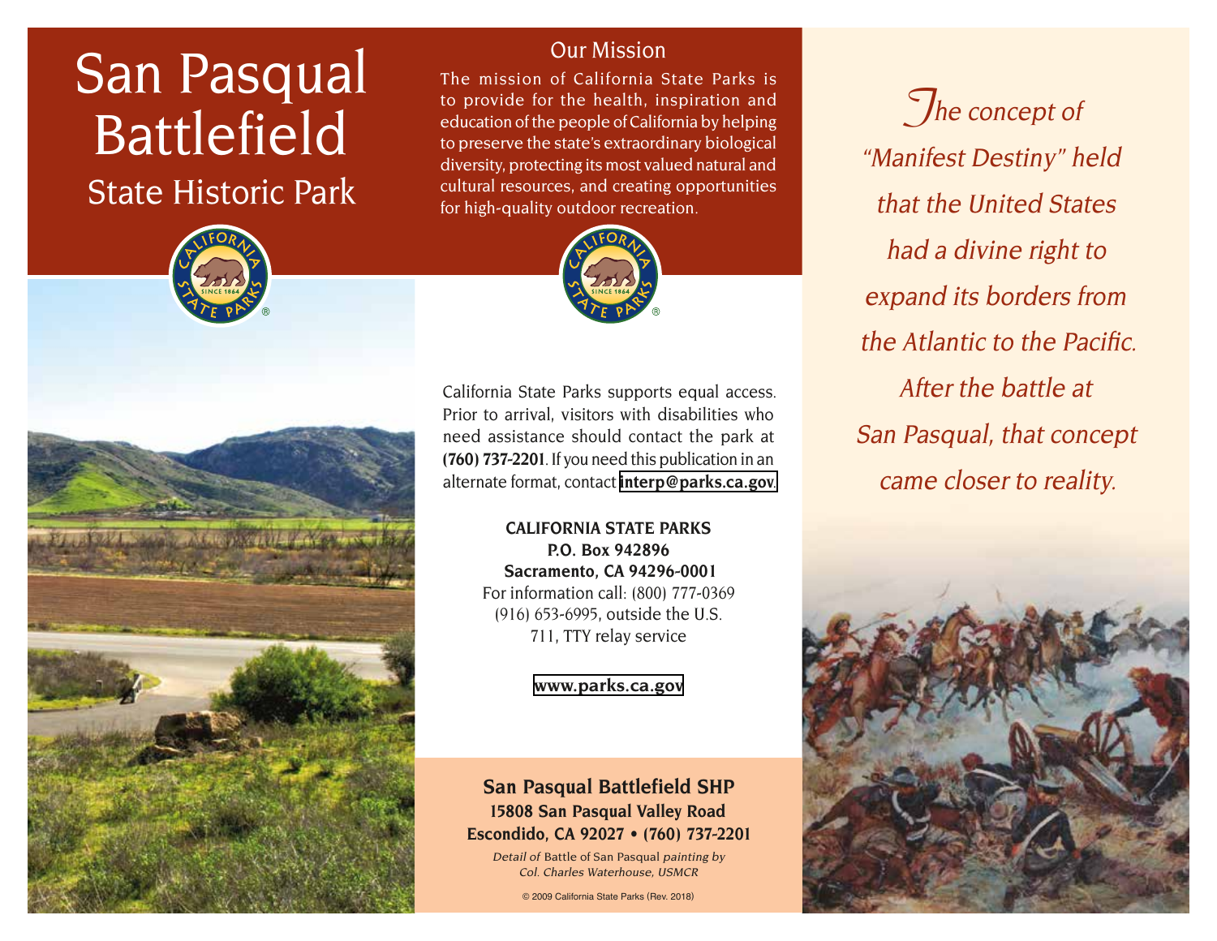# San Pasqual Battlefield

## State Historic Park

## Our Mission

The mission of California State Parks is to provide for the health, inspiration and education of the people of California by helping to preserve the state's extraordinary biological diversity, protecting its most valued natural and cultural resources, and creating opportunities for high-quality outdoor recreation.

California State Parks supports equal access. Prior to arrival, visitors with disabilities who need assistance should contact the park at **(760) 737-2201**. If you need this publication in an alternate format, contact **interp@parks.ca.gov**.

**CALIFORNIA STATE PARKS**
**P.O. Box 942896**
**Sacramento, CA 94296-0001**
For information call: (800) 777-0369
(916) 653-6995, outside the U.S.
711, TTY relay service

**www.parks.ca.gov**

**San Pasqual Battlefield SHP**
**15808 San Pasqual Valley Road**
**Escondido, CA 92027 • (760) 737-2201**

*Detail of* Battle of San Pasqual *painting by Col. Charles Waterhouse, USMCR*

© 2009 California State Parks (Rev. 2018)

*The concept of "Manifest Destiny" held that the United States had a divine right to expand its borders from the Atlantic to the Pacific. After the battle at San Pasqual, that concept came closer to reality.*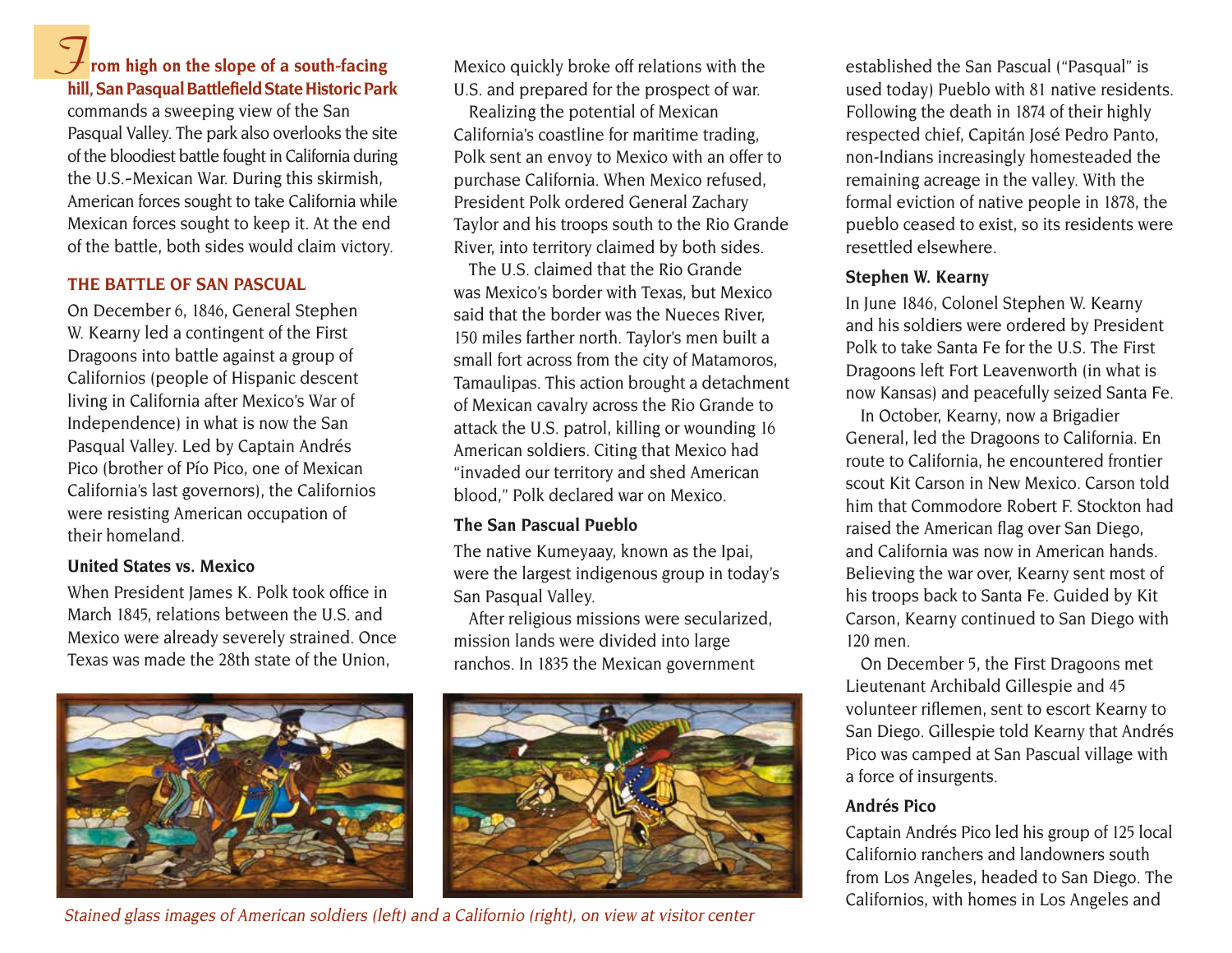**From high on the slope of a south-facing hill, San Pasqual Battlefield State Historic Park** commands a sweeping view of the San Pasqual Valley. The park also overlooks the site of the bloodiest battle fought in California during the U.S.–Mexican War. During this skirmish, American forces sought to take California while Mexican forces sought to keep it. At the end of the battle, both sides would claim victory.

## THE BATTLE OF SAN PASCUAL

On December 6, 1846, General Stephen W. Kearny led a contingent of the First Dragoons into battle against a group of Californios (people of Hispanic descent living in California after Mexico's War of Independence) in what is now the San Pasqual Valley. Led by Captain Andrés Pico (brother of Pío Pico, one of Mexican California's last governors), the Californios were resisting American occupation of their homeland.

### United States vs. Mexico

When President James K. Polk took office in March 1845, relations between the U.S. and Mexico were already severely strained. Once Texas was made the 28th state of the Union, Mexico quickly broke off relations with the U.S. and prepared for the prospect of war.

Realizing the potential of Mexican California's coastline for maritime trading, Polk sent an envoy to Mexico with an offer to purchase California. When Mexico refused, President Polk ordered General Zachary Taylor and his troops south to the Rio Grande River, into territory claimed by both sides.

The U.S. claimed that the Rio Grande was Mexico's border with Texas, but Mexico said that the border was the Nueces River, 150 miles farther north. Taylor's men built a small fort across from the city of Matamoros, Tamaulipas. This action brought a detachment of Mexican cavalry across the Rio Grande to attack the U.S. patrol, killing or wounding 16 American soldiers. Citing that Mexico had "invaded our territory and shed American blood," Polk declared war on Mexico.

### The San Pascual Pueblo

The native Kumeyaay, known as the Ipai, were the largest indigenous group in today's San Pasqual Valley.

After religious missions were secularized, mission lands were divided into large ranchos. In 1835 the Mexican government established the San Pascual ("Pasqual" is used today) Pueblo with 81 native residents. Following the death in 1874 of their highly respected chief, Capitán José Pedro Panto, non-Indians increasingly homesteaded the remaining acreage in the valley. With the formal eviction of native people in 1878, the pueblo ceased to exist, so its residents were resettled elsewhere.

### Stephen W. Kearny

In June 1846, Colonel Stephen W. Kearny and his soldiers were ordered by President Polk to take Santa Fe for the U.S. The First Dragoons left Fort Leavenworth (in what is now Kansas) and peacefully seized Santa Fe.

In October, Kearny, now a Brigadier General, led the Dragoons to California. En route to California, he encountered frontier scout Kit Carson in New Mexico. Carson told him that Commodore Robert F. Stockton had raised the American flag over San Diego, and California was now in American hands. Believing the war over, Kearny sent most of his troops back to Santa Fe. Guided by Kit Carson, Kearny continued to San Diego with 120 men.

On December 5, the First Dragoons met Lieutenant Archibald Gillespie and 45 volunteer riflemen, sent to escort Kearny to San Diego. Gillespie told Kearny that Andrés Pico was camped at San Pascual village with a force of insurgents.

### Andrés Pico

Captain Andrés Pico led his group of 125 local Californio ranchers and landowners south from Los Angeles, headed to San Diego. The Californios, with homes in Los Angeles and

*Stained glass images of American soldiers (left) and a Californio (right), on view at visitor center*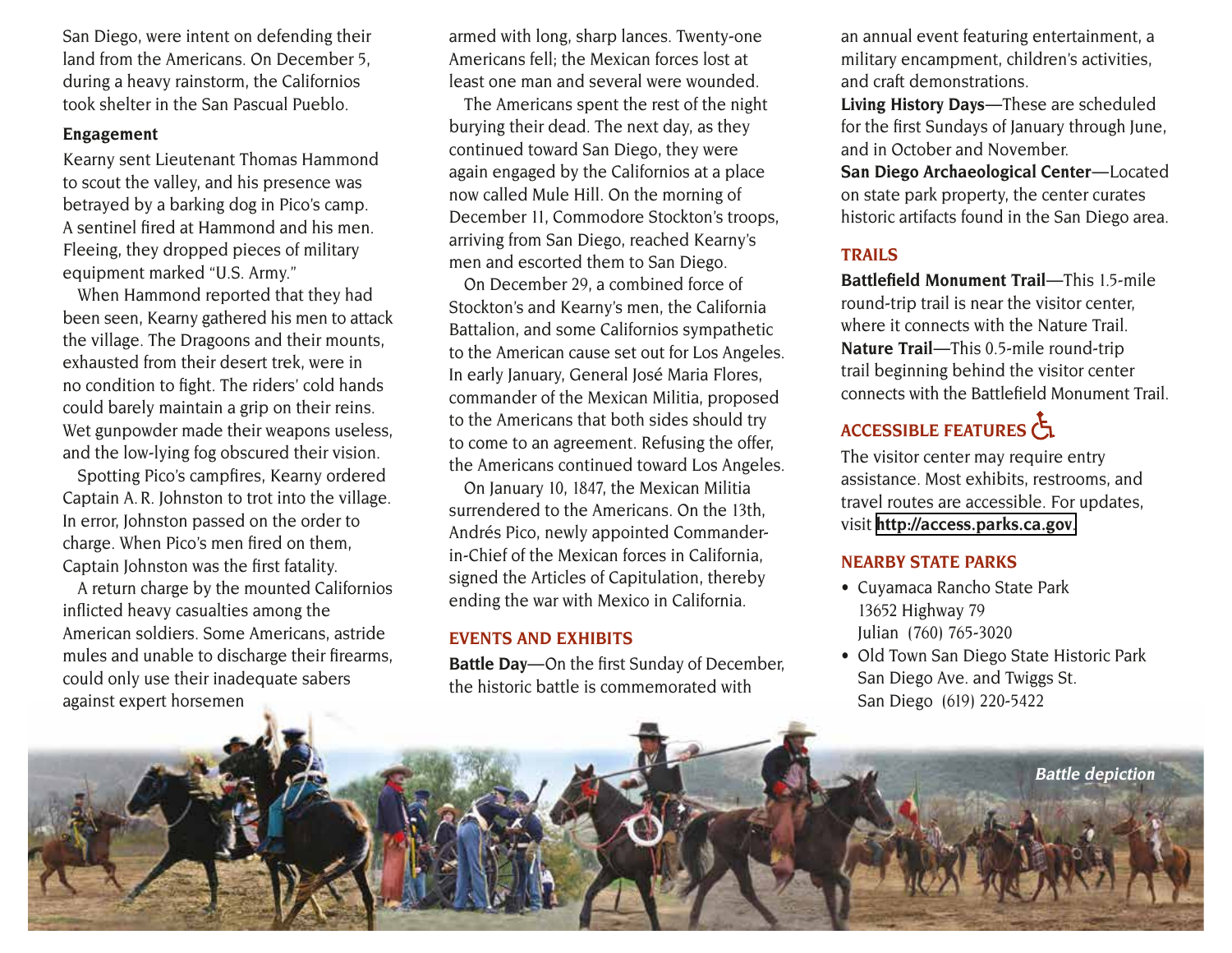San Diego, were intent on defending their land from the Americans. On December 5, during a heavy rainstorm, the Californios took shelter in the San Pascual Pueblo.

### Engagement

Kearny sent Lieutenant Thomas Hammond to scout the valley, and his presence was betrayed by a barking dog in Pico's camp. A sentinel fired at Hammond and his men. Fleeing, they dropped pieces of military equipment marked "U.S. Army."

When Hammond reported that they had been seen, Kearny gathered his men to attack the village. The Dragoons and their mounts, exhausted from their desert trek, were in no condition to fight. The riders' cold hands could barely maintain a grip on their reins. Wet gunpowder made their weapons useless, and the low-lying fog obscured their vision.

Spotting Pico's campfires, Kearny ordered Captain A. R. Johnston to trot into the village. In error, Johnston passed on the order to charge. When Pico's men fired on them, Captain Johnston was the first fatality.

A return charge by the mounted Californios inflicted heavy casualties among the American soldiers. Some Americans, astride mules and unable to discharge their firearms, could only use their inadequate sabers against expert horsemen armed with long, sharp lances. Twenty-one Americans fell; the Mexican forces lost at least one man and several were wounded.

The Americans spent the rest of the night burying their dead. The next day, as they continued toward San Diego, they were again engaged by the Californios at a place now called Mule Hill. On the morning of December 11, Commodore Stockton's troops, arriving from San Diego, reached Kearny's men and escorted them to San Diego.

On December 29, a combined force of Stockton's and Kearny's men, the California Battalion, and some Californios sympathetic to the American cause set out for Los Angeles. In early January, General José Maria Flores, commander of the Mexican Militia, proposed to the Americans that both sides should try to come to an agreement. Refusing the offer, the Americans continued toward Los Angeles.

On January 10, 1847, the Mexican Militia surrendered to the Americans. On the 13th, Andrés Pico, newly appointed Commander-in-Chief of the Mexican forces in California, signed the Articles of Capitulation, thereby ending the war with Mexico in California.

## EVENTS AND EXHIBITS

**Battle Day**—On the first Sunday of December, the historic battle is commemorated with an annual event featuring entertainment, a military encampment, children's activities, and craft demonstrations.

**Living History Days**—These are scheduled for the first Sundays of January through June, and in October and November.

**San Diego Archaeological Center**—Located on state park property, the center curates historic artifacts found in the San Diego area.

## TRAILS

**Battlefield Monument Trail**—This 1.5-mile round-trip trail is near the visitor center, where it connects with the Nature Trail.

**Nature Trail**—This 0.5-mile round-trip trail beginning behind the visitor center connects with the Battlefield Monument Trail.

## ACCESSIBLE FEATURES

The visitor center may require entry assistance. Most exhibits, restrooms, and travel routes are accessible. For updates, visit **http://access.parks.ca.gov**.

## NEARBY STATE PARKS

- Cuyamaca Rancho State Park
  13652 Highway 79
  Julian (760) 765-3020
- Old Town San Diego State Historic Park
  San Diego Ave. and Twiggs St.
  San Diego (619) 220-5422

*Battle depiction*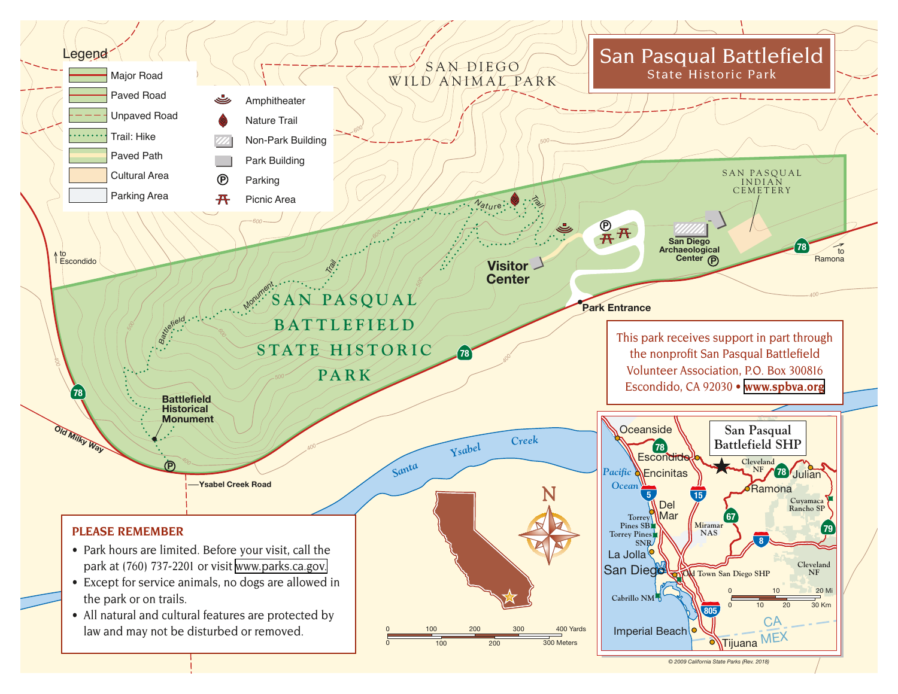# San Pasqual Battlefield

State Historic Park

## Legend

- Major Road
- Paved Road
- Unpaved Road
- Trail: Hike
- Paved Path
- Cultural Area
- Parking Area
- Amphitheater
- Nature Trail
- Non-Park Building
- Park Building
- Parking
- Picnic Area

SAN DIEGO WILD ANIMAL PARK

SAN PASQUAL BATTLEFIELD STATE HISTORIC PARK

SAN PASQUAL INDIAN CEMETERY

San Diego Archaeological Center

Visitor Center

Park Entrance

Nature Trail

Battlefield Monument Trail

Battlefield Historical Monument

Old Milky Way

Ysabel Creek Road

Santa Ysabel Creek

to Escondido

to Ramona

78

This park receives support in part through the nonprofit San Pasqual Battlefield Volunteer Association, P.O. Box 300816 Escondido, CA 92030 • www.spbva.org

## PLEASE REMEMBER

- Park hours are limited. Before your visit, call the park at (760) 737-2201 or visit www.parks.ca.gov.
- Except for service animals, no dogs are allowed in the park or on trails.
- All natural and cultural features are protected by law and may not be disturbed or removed.

0 100 200 300 400 Yards

0 100 200 300 Meters

N

San Pasqual Battlefield SHP

Oceanside, Escondido, Encinitas, Pacific Ocean, Del Mar, Torrey Pines SB, Torrey Pines SNR, La Jolla, San Diego, Cabrillo NM, Old Town San Diego SHP, Miramar NAS, Cleveland NF, Julian, Ramona, Cuyamaca Rancho SP, Imperial Beach, Tijuana, CA, MEX

0 10 20 Mi

0 10 20 30 Km

© 2009 California State Parks (Rev. 2018)